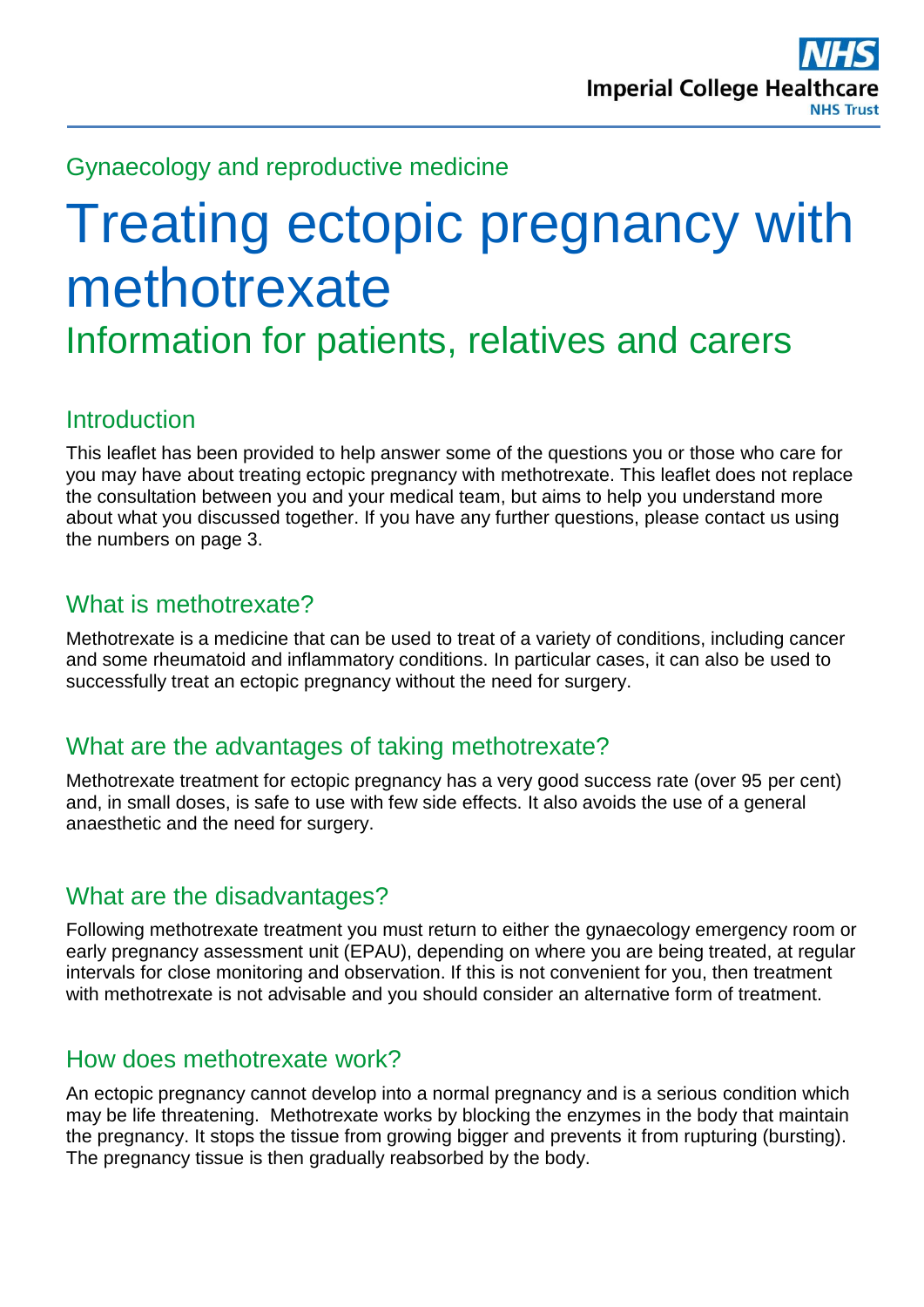Gynaecology and reproductive medicine

# Treating ectopic pregnancy with methotrexate

## Information for patients, relatives and carers

### Introduction

This leaflet has been provided to help answer some of the questions you or those who care for you may have about treating ectopic pregnancy with methotrexate. This leaflet does not replace the consultation between you and your medical team, but aims to help you understand more about what you discussed together. If you have any further questions, please contact us using the numbers on page 3.

### What is methotrexate?

Methotrexate is a medicine that can be used to treat of a variety of conditions, including cancer and some rheumatoid and inflammatory conditions. In particular cases, it can also be used to successfully treat an ectopic pregnancy without the need for surgery.

### What are the advantages of taking methotrexate?

Methotrexate treatment for ectopic pregnancy has a very good success rate (over 95 per cent) and, in small doses, is safe to use with few side effects. It also avoids the use of a general anaesthetic and the need for surgery.

### What are the disadvantages?

Following methotrexate treatment you must return to either the gynaecology emergency room or early pregnancy assessment unit (EPAU), depending on where you are being treated, at regular intervals for close monitoring and observation. If this is not convenient for you, then treatment with methotrexate is not advisable and you should consider an alternative form of treatment.

### How does methotrexate work?

An ectopic pregnancy cannot develop into a normal pregnancy and is a serious condition which may be life threatening. Methotrexate works by blocking the enzymes in the body that maintain the pregnancy. It stops the tissue from growing bigger and prevents it from rupturing (bursting). The pregnancy tissue is then gradually reabsorbed by the body.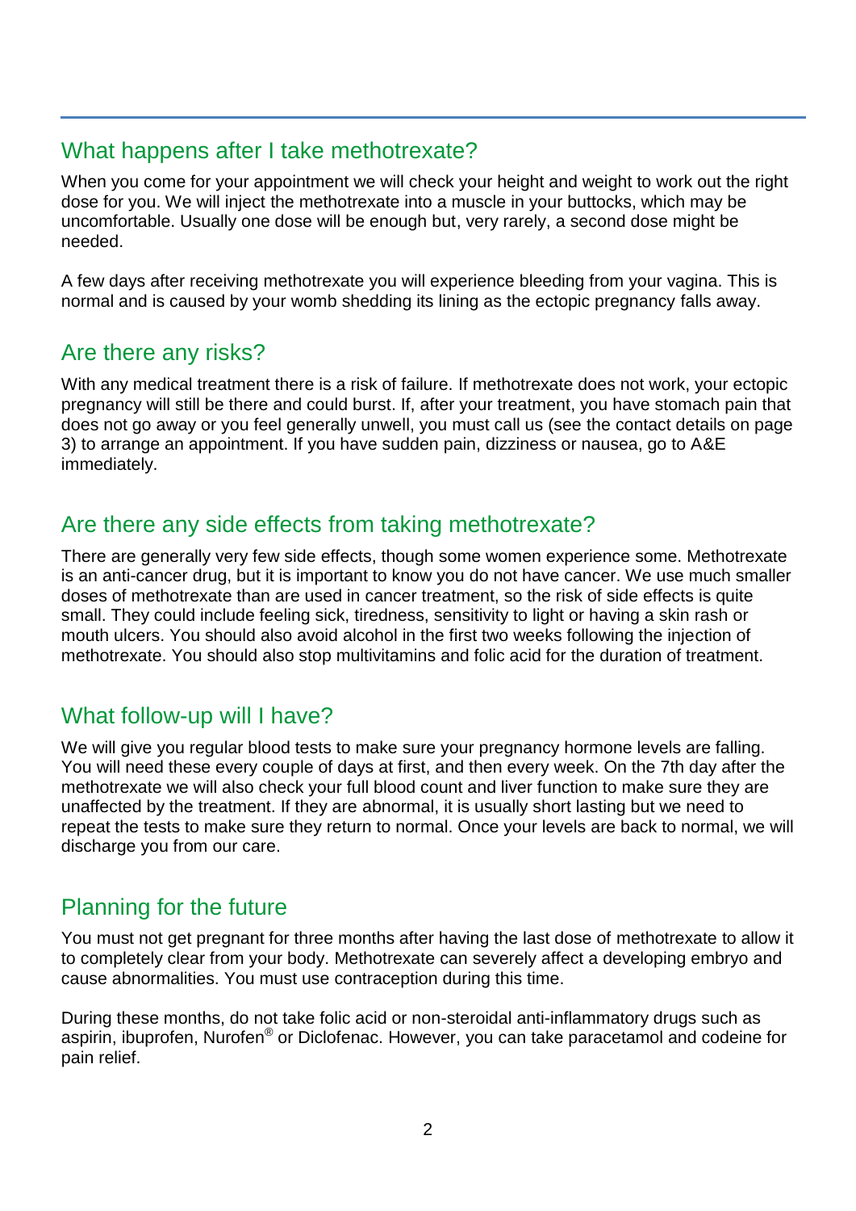## What happens after I take methotrexate?

When you come for your appointment we will check your height and weight to work out the right dose for you. We will inject the methotrexate into a muscle in your buttocks, which may be uncomfortable. Usually one dose will be enough but, very rarely, a second dose might be needed.

A few days after receiving methotrexate you will experience bleeding from your vagina. This is normal and is caused by your womb shedding its lining as the ectopic pregnancy falls away.

## Are there any risks?

With any medical treatment there is a risk of failure. If methotrexate does not work, your ectopic pregnancy will still be there and could burst. If, after your treatment, you have stomach pain that does not go away or you feel generally unwell, you must call us (see the contact details on page 3) to arrange an appointment. If you have sudden pain, dizziness or nausea, go to A&E immediately.

## Are there any side effects from taking methotrexate?

There are generally very few side effects, though some women experience some. Methotrexate is an anti-cancer drug, but it is important to know you do not have cancer. We use much smaller doses of methotrexate than are used in cancer treatment, so the risk of side effects is quite small. They could include feeling sick, tiredness, sensitivity to light or having a skin rash or mouth ulcers. You should also avoid alcohol in the first two weeks following the injection of methotrexate. You should also stop multivitamins and folic acid for the duration of treatment.

## What follow-up will I have?

We will give you regular blood tests to make sure your pregnancy hormone levels are falling. You will need these every couple of days at first, and then every week. On the 7th day after the methotrexate we will also check your full blood count and liver function to make sure they are unaffected by the treatment. If they are abnormal, it is usually short lasting but we need to repeat the tests to make sure they return to normal. Once your levels are back to normal, we will discharge you from our care.

## Planning for the future

You must not get pregnant for three months after having the last dose of methotrexate to allow it to completely clear from your body. Methotrexate can severely affect a developing embryo and cause abnormalities. You must use contraception during this time.

During these months, do not take folic acid or non-steroidal anti-inflammatory drugs such as aspirin, ibuprofen, Nurofen® or Diclofenac. However, you can take paracetamol and codeine for pain relief.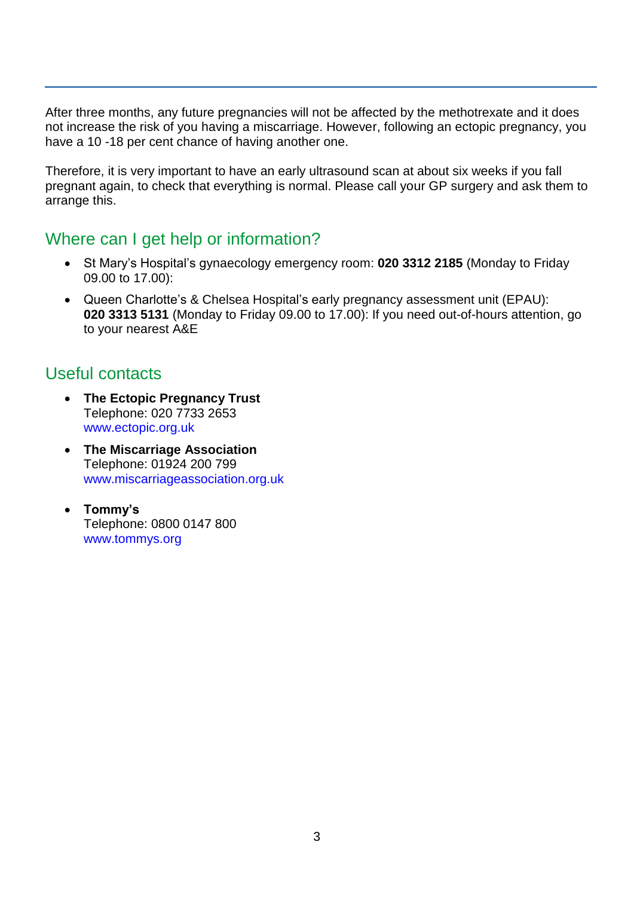After three months, any future pregnancies will not be affected by the methotrexate and it does not increase the risk of you having a miscarriage. However, following an ectopic pregnancy, you have a 10 -18 per cent chance of having another one.

Therefore, it is very important to have an early ultrasound scan at about six weeks if you fall pregnant again, to check that everything is normal. Please call your GP surgery and ask them to arrange this.

## Where can I get help or information?

- St Mary's Hospital's gynaecology emergency room: **020 3312 2185** (Monday to Friday 09.00 to 17.00):
- Queen Charlotte's & Chelsea Hospital's early pregnancy assessment unit (EPAU): **020 3313 5131** (Monday to Friday 09.00 to 17.00): If you need out-of-hours attention, go to your nearest A&E

## Useful contacts

- **The Ectopic Pregnancy Trust**
  Telephone: 020 7733 2653
  www.ectopic.org.uk
- **The Miscarriage Association**
  Telephone: 01924 200 799
  www.miscarriageassociation.org.uk
- **Tommy's**
  Telephone: 0800 0147 800
  www.tommys.org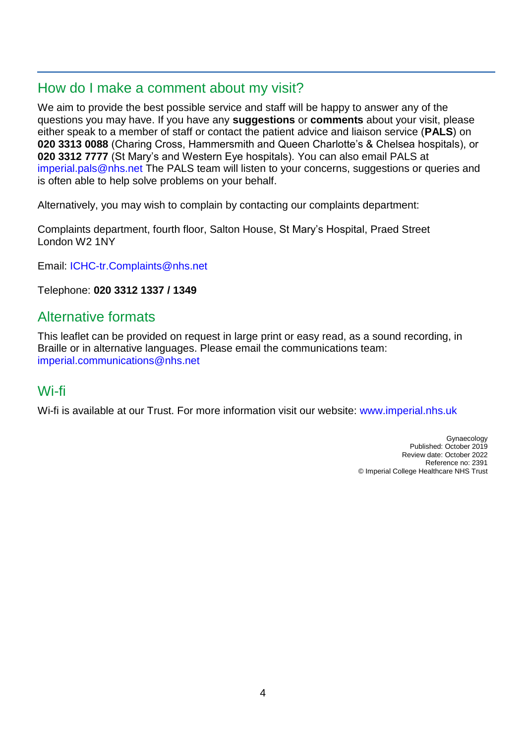## How do I make a comment about my visit?

We aim to provide the best possible service and staff will be happy to answer any of the questions you may have. If you have any **suggestions** or **comments** about your visit, please either speak to a member of staff or contact the patient advice and liaison service (**PALS**) on **020 3313 0088** (Charing Cross, Hammersmith and Queen Charlotte's & Chelsea hospitals), or **020 3312 7777** (St Mary's and Western Eye hospitals). You can also email PALS at imperial.pals@nhs.net The PALS team will listen to your concerns, suggestions or queries and is often able to help solve problems on your behalf.

Alternatively, you may wish to complain by contacting our complaints department:

Complaints department, fourth floor, Salton House, St Mary's Hospital, Praed Street
London W2 1NY

Email: ICHC-tr.Complaints@nhs.net

Telephone: **020 3312 1337 / 1349**

## Alternative formats

This leaflet can be provided on request in large print or easy read, as a sound recording, in Braille or in alternative languages. Please email the communications team: imperial.communications@nhs.net

## Wi-fi

Wi-fi is available at our Trust. For more information visit our website: www.imperial.nhs.uk

Gynaecology
Published: October 2019
Review date: October 2022
Reference no: 2391
© Imperial College Healthcare NHS Trust